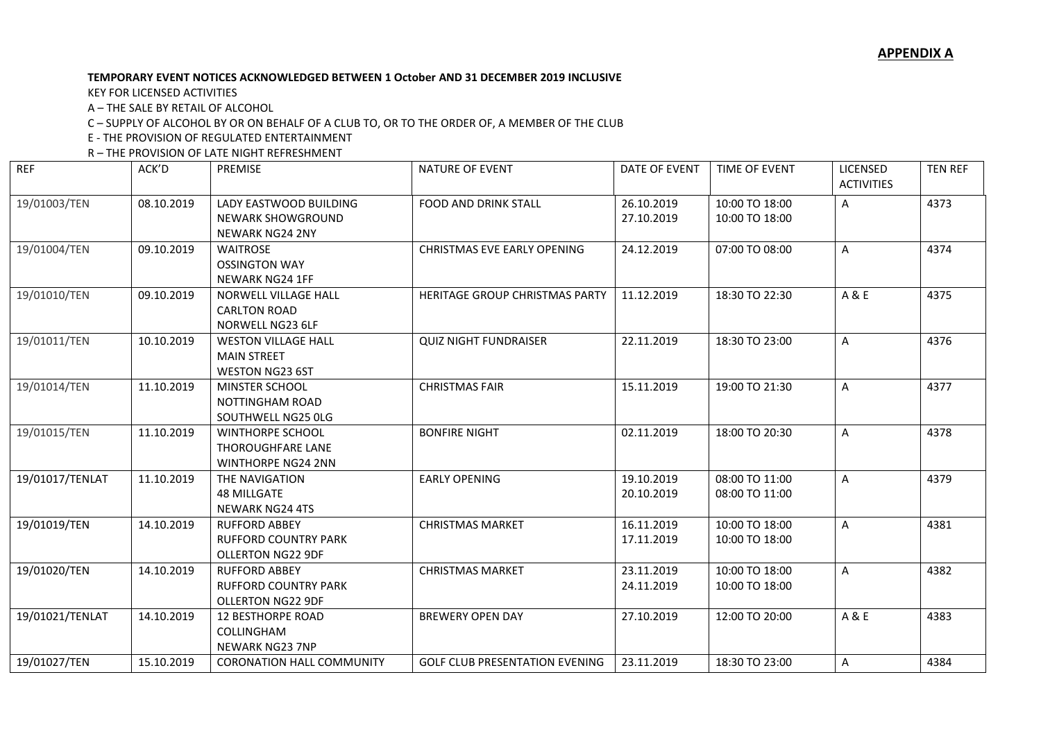**APPENDIX A**

**TEMPORARY EVENT NOTICES ACKNOWLEDGED BETWEEN 1 October AND 31 DECEMBER 2019 INCLUSIVE**

KEY FOR LICENSED ACTIVITIES

A – THE SALE BY RETAIL OF ALCOHOL

C – SUPPLY OF ALCOHOL BY OR ON BEHALF OF A CLUB TO, OR TO THE ORDER OF, A MEMBER OF THE CLUB

E - THE PROVISION OF REGULATED ENTERTAINMENT

R – THE PROVISION OF LATE NIGHT REFRESHMENT

| REF | ACK'D | PREMISE | NATURE OF EVENT | DATE OF EVENT | TIME OF EVENT | LICENSED ACTIVITIES | TEN REF |
|---|---|---|---|---|---|---|---|
| 19/01003/TEN | 08.10.2019 | LADY EASTWOOD BUILDING<br>NEWARK SHOWGROUND<br>NEWARK NG24 2NY | FOOD AND DRINK STALL | 26.10.2019<br>27.10.2019 | 10:00 TO 18:00<br>10:00 TO 18:00 | A | 4373 |
| 19/01004/TEN | 09.10.2019 | WAITROSE<br>OSSINGTON WAY<br>NEWARK NG24 1FF | CHRISTMAS EVE EARLY OPENING | 24.12.2019 | 07:00 TO 08:00 | A | 4374 |
| 19/01010/TEN | 09.10.2019 | NORWELL VILLAGE HALL<br>CARLTON ROAD<br>NORWELL NG23 6LF | HERITAGE GROUP CHRISTMAS PARTY | 11.12.2019 | 18:30 TO 22:30 | A & E | 4375 |
| 19/01011/TEN | 10.10.2019 | WESTON VILLAGE HALL<br>MAIN STREET<br>WESTON NG23 6ST | QUIZ NIGHT FUNDRAISER | 22.11.2019 | 18:30 TO 23:00 | A | 4376 |
| 19/01014/TEN | 11.10.2019 | MINSTER SCHOOL<br>NOTTINGHAM ROAD<br>SOUTHWELL NG25 0LG | CHRISTMAS FAIR | 15.11.2019 | 19:00 TO 21:30 | A | 4377 |
| 19/01015/TEN | 11.10.2019 | WINTHORPE SCHOOL<br>THOROUGHFARE LANE<br>WINTHORPE NG24 2NN | BONFIRE NIGHT | 02.11.2019 | 18:00 TO 20:30 | A | 4378 |
| 19/01017/TENLAT | 11.10.2019 | THE NAVIGATION<br>48 MILLGATE<br>NEWARK NG24 4TS | EARLY OPENING | 19.10.2019<br>20.10.2019 | 08:00 TO 11:00<br>08:00 TO 11:00 | A | 4379 |
| 19/01019/TEN | 14.10.2019 | RUFFORD ABBEY<br>RUFFORD COUNTRY PARK<br>OLLERTON NG22 9DF | CHRISTMAS MARKET | 16.11.2019<br>17.11.2019 | 10:00 TO 18:00<br>10:00 TO 18:00 | A | 4381 |
| 19/01020/TEN | 14.10.2019 | RUFFORD ABBEY<br>RUFFORD COUNTRY PARK<br>OLLERTON NG22 9DF | CHRISTMAS MARKET | 23.11.2019<br>24.11.2019 | 10:00 TO 18:00<br>10:00 TO 18:00 | A | 4382 |
| 19/01021/TENLAT | 14.10.2019 | 12 BESTHORPE ROAD<br>COLLINGHAM<br>NEWARK NG23 7NP | BREWERY OPEN DAY | 27.10.2019 | 12:00 TO 20:00 | A & E | 4383 |
| 19/01027/TEN | 15.10.2019 | CORONATION HALL COMMUNITY | GOLF CLUB PRESENTATION EVENING | 23.11.2019 | 18:30 TO 23:00 | A | 4384 |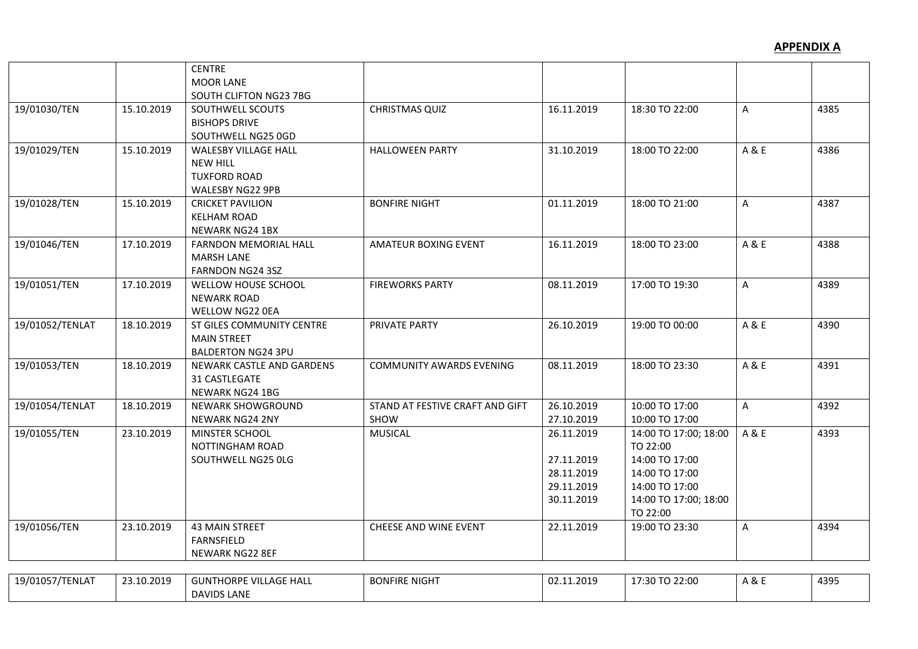**APPENDIX A**

| | | | | | | | |
|---|---|---|---|---|---|---|---|
| | | CENTRE<br>MOOR LANE<br>SOUTH CLIFTON NG23 7BG | | | | | |
| 19/01030/TEN | 15.10.2019 | SOUTHWELL SCOUTS<br>BISHOPS DRIVE<br>SOUTHWELL NG25 0GD | CHRISTMAS QUIZ | 16.11.2019 | 18:30 TO 22:00 | A | 4385 |
| 19/01029/TEN | 15.10.2019 | WALESBY VILLAGE HALL<br>NEW HILL<br>TUXFORD ROAD<br>WALESBY NG22 9PB | HALLOWEEN PARTY | 31.10.2019 | 18:00 TO 22:00 | A & E | 4386 |
| 19/01028/TEN | 15.10.2019 | CRICKET PAVILION<br>KELHAM ROAD<br>NEWARK NG24 1BX | BONFIRE NIGHT | 01.11.2019 | 18:00 TO 21:00 | A | 4387 |
| 19/01046/TEN | 17.10.2019 | FARNDON MEMORIAL HALL<br>MARSH LANE<br>FARNDON NG24 3SZ | AMATEUR BOXING EVENT | 16.11.2019 | 18:00 TO 23:00 | A & E | 4388 |
| 19/01051/TEN | 17.10.2019 | WELLOW HOUSE SCHOOL<br>NEWARK ROAD<br>WELLOW NG22 0EA | FIREWORKS PARTY | 08.11.2019 | 17:00 TO 19:30 | A | 4389 |
| 19/01052/TENLAT | 18.10.2019 | ST GILES COMMUNITY CENTRE<br>MAIN STREET<br>BALDERTON NG24 3PU | PRIVATE PARTY | 26.10.2019 | 19:00 TO 00:00 | A & E | 4390 |
| 19/01053/TEN | 18.10.2019 | NEWARK CASTLE AND GARDENS<br>31 CASTLEGATE<br>NEWARK NG24 1BG | COMMUNITY AWARDS EVENING | 08.11.2019 | 18:00 TO 23:30 | A & E | 4391 |
| 19/01054/TENLAT | 18.10.2019 | NEWARK SHOWGROUND<br>NEWARK NG24 2NY | STAND AT FESTIVE CRAFT AND GIFT SHOW | 26.10.2019<br>27.10.2019 | 10:00 TO 17:00<br>10:00 TO 17:00 | A | 4392 |
| 19/01055/TEN | 23.10.2019 | MINSTER SCHOOL<br>NOTTINGHAM ROAD<br>SOUTHWELL NG25 0LG | MUSICAL | 26.11.2019<br><br>27.11.2019<br>28.11.2019<br>29.11.2019<br>30.11.2019 | 14:00 TO 17:00; 18:00 TO 22:00<br>14:00 TO 17:00<br>14:00 TO 17:00<br>14:00 TO 17:00<br>14:00 TO 17:00; 18:00 TO 22:00 | A & E | 4393 |
| 19/01056/TEN | 23.10.2019 | 43 MAIN STREET<br>FARNSFIELD<br>NEWARK NG22 8EF | CHEESE AND WINE EVENT | 22.11.2019 | 19:00 TO 23:30 | A | 4394 |
| 19/01057/TENLAT | 23.10.2019 | GUNTHORPE VILLAGE HALL<br>DAVIDS LANE | BONFIRE NIGHT | 02.11.2019 | 17:30 TO 22:00 | A & E | 4395 |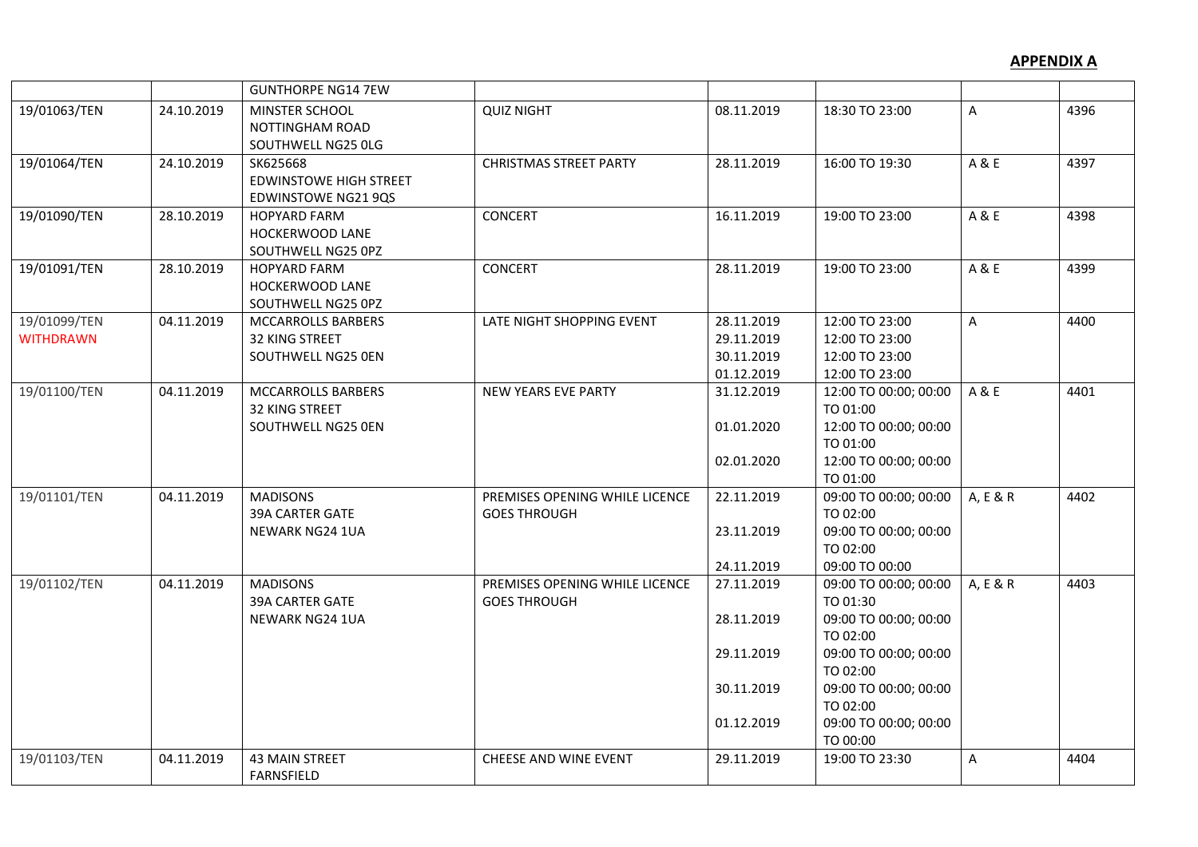**APPENDIX A**

| | | | | | | | |
|---|---|---|---|---|---|---|---|
| | | GUNTHORPE NG14 7EW | | | | | |
| 19/01063/TEN | 24.10.2019 | MINSTER SCHOOL<br>NOTTINGHAM ROAD<br>SOUTHWELL NG25 0LG | QUIZ NIGHT | 08.11.2019 | 18:30 TO 23:00 | A | 4396 |
| 19/01064/TEN | 24.10.2019 | SK625668<br>EDWINSTOWE HIGH STREET<br>EDWINSTOWE NG21 9QS | CHRISTMAS STREET PARTY | 28.11.2019 | 16:00 TO 19:30 | A & E | 4397 |
| 19/01090/TEN | 28.10.2019 | HOPYARD FARM<br>HOCKERWOOD LANE<br>SOUTHWELL NG25 0PZ | CONCERT | 16.11.2019 | 19:00 TO 23:00 | A & E | 4398 |
| 19/01091/TEN | 28.10.2019 | HOPYARD FARM<br>HOCKERWOOD LANE<br>SOUTHWELL NG25 0PZ | CONCERT | 28.11.2019 | 19:00 TO 23:00 | A & E | 4399 |
| 19/01099/TEN<br>WITHDRAWN | 04.11.2019 | MCCARROLLS BARBERS<br>32 KING STREET<br>SOUTHWELL NG25 0EN | LATE NIGHT SHOPPING EVENT | 28.11.2019<br>29.11.2019<br>30.11.2019<br>01.12.2019 | 12:00 TO 23:00<br>12:00 TO 23:00<br>12:00 TO 23:00<br>12:00 TO 23:00 | A | 4400 |
| 19/01100/TEN | 04.11.2019 | MCCARROLLS BARBERS<br>32 KING STREET<br>SOUTHWELL NG25 0EN | NEW YEARS EVE PARTY | 31.12.2019<br>01.01.2020<br>02.01.2020 | 12:00 TO 00:00; 00:00 TO 01:00<br>12:00 TO 00:00; 00:00 TO 01:00<br>12:00 TO 00:00; 00:00 TO 01:00 | A & E | 4401 |
| 19/01101/TEN | 04.11.2019 | MADISONS<br>39A CARTER GATE<br>NEWARK NG24 1UA | PREMISES OPENING WHILE LICENCE GOES THROUGH | 22.11.2019<br>23.11.2019<br>24.11.2019 | 09:00 TO 00:00; 00:00 TO 02:00<br>09:00 TO 00:00; 00:00 TO 02:00<br>09:00 TO 00:00 | A, E & R | 4402 |
| 19/01102/TEN | 04.11.2019 | MADISONS<br>39A CARTER GATE<br>NEWARK NG24 1UA | PREMISES OPENING WHILE LICENCE GOES THROUGH | 27.11.2019<br>28.11.2019<br>29.11.2019<br>30.11.2019<br>01.12.2019 | 09:00 TO 00:00; 00:00 TO 01:30<br>09:00 TO 00:00; 00:00 TO 02:00<br>09:00 TO 00:00; 00:00 TO 02:00<br>09:00 TO 00:00; 00:00 TO 02:00<br>09:00 TO 00:00; 00:00 TO 00:00 | A, E & R | 4403 |
| 19/01103/TEN | 04.11.2019 | 43 MAIN STREET<br>FARNSFIELD | CHEESE AND WINE EVENT | 29.11.2019 | 19:00 TO 23:30 | A | 4404 |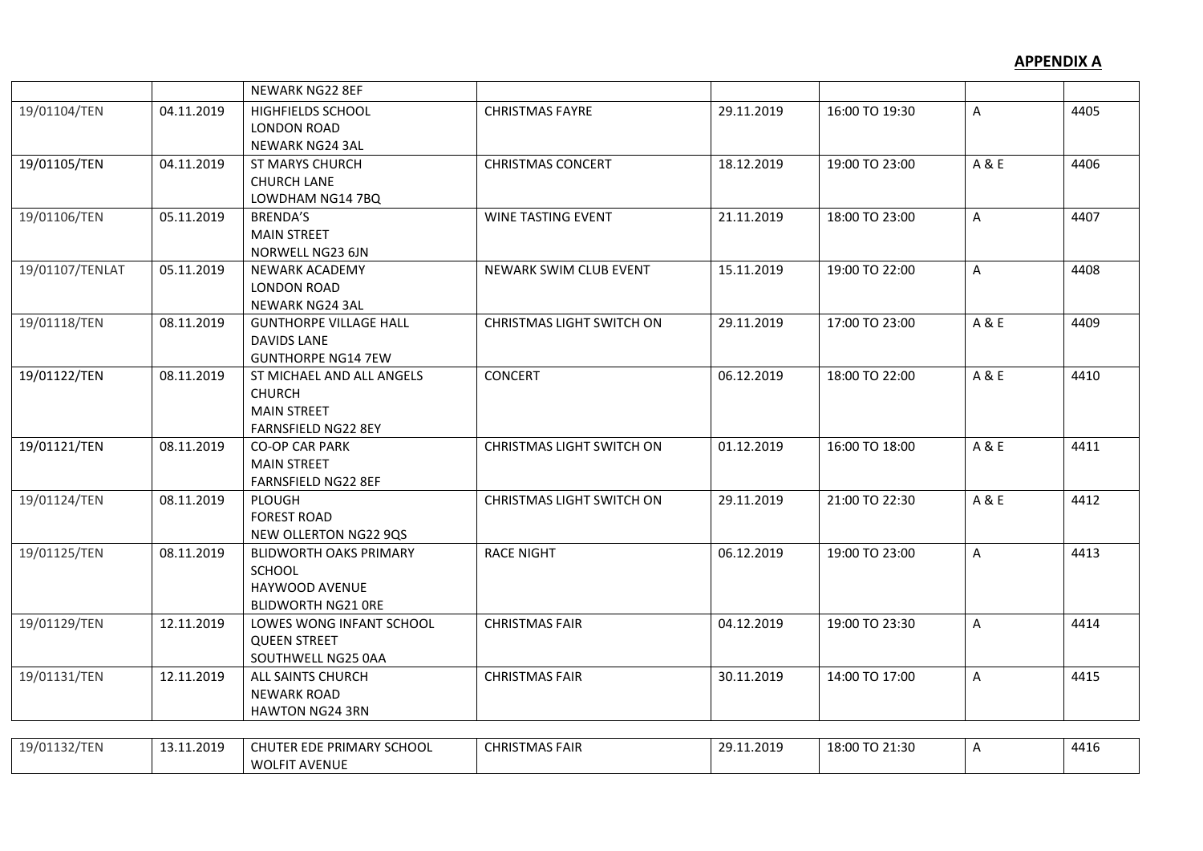**APPENDIX A**

| | | | | | | | |
|---|---|---|---|---|---|---|---|
| | | NEWARK NG22 8EF | | | | | |
| 19/01104/TEN | 04.11.2019 | HIGHFIELDS SCHOOL<br>LONDON ROAD<br>NEWARK NG24 3AL | CHRISTMAS FAYRE | 29.11.2019 | 16:00 TO 19:30 | A | 4405 |
| 19/01105/TEN | 04.11.2019 | ST MARYS CHURCH<br>CHURCH LANE<br>LOWDHAM NG14 7BQ | CHRISTMAS CONCERT | 18.12.2019 | 19:00 TO 23:00 | A & E | 4406 |
| 19/01106/TEN | 05.11.2019 | BRENDA'S<br>MAIN STREET<br>NORWELL NG23 6JN | WINE TASTING EVENT | 21.11.2019 | 18:00 TO 23:00 | A | 4407 |
| 19/01107/TENLAT | 05.11.2019 | NEWARK ACADEMY<br>LONDON ROAD<br>NEWARK NG24 3AL | NEWARK SWIM CLUB EVENT | 15.11.2019 | 19:00 TO 22:00 | A | 4408 |
| 19/01118/TEN | 08.11.2019 | GUNTHORPE VILLAGE HALL<br>DAVIDS LANE<br>GUNTHORPE NG14 7EW | CHRISTMAS LIGHT SWITCH ON | 29.11.2019 | 17:00 TO 23:00 | A & E | 4409 |
| 19/01122/TEN | 08.11.2019 | ST MICHAEL AND ALL ANGELS<br>CHURCH<br>MAIN STREET<br>FARNSFIELD NG22 8EY | CONCERT | 06.12.2019 | 18:00 TO 22:00 | A & E | 4410 |
| 19/01121/TEN | 08.11.2019 | CO-OP CAR PARK<br>MAIN STREET<br>FARNSFIELD NG22 8EF | CHRISTMAS LIGHT SWITCH ON | 01.12.2019 | 16:00 TO 18:00 | A & E | 4411 |
| 19/01124/TEN | 08.11.2019 | PLOUGH<br>FOREST ROAD<br>NEW OLLERTON NG22 9QS | CHRISTMAS LIGHT SWITCH ON | 29.11.2019 | 21:00 TO 22:30 | A & E | 4412 |
| 19/01125/TEN | 08.11.2019 | BLIDWORTH OAKS PRIMARY<br>SCHOOL<br>HAYWOOD AVENUE<br>BLIDWORTH NG21 0RE | RACE NIGHT | 06.12.2019 | 19:00 TO 23:00 | A | 4413 |
| 19/01129/TEN | 12.11.2019 | LOWES WONG INFANT SCHOOL<br>QUEEN STREET<br>SOUTHWELL NG25 0AA | CHRISTMAS FAIR | 04.12.2019 | 19:00 TO 23:30 | A | 4414 |
| 19/01131/TEN | 12.11.2019 | ALL SAINTS CHURCH<br>NEWARK ROAD<br>HAWTON NG24 3RN | CHRISTMAS FAIR | 30.11.2019 | 14:00 TO 17:00 | A | 4415 |
| 19/01132/TEN | 13.11.2019 | CHUTER EDE PRIMARY SCHOOL<br>WOLFIT AVENUE | CHRISTMAS FAIR | 29.11.2019 | 18:00 TO 21:30 | A | 4416 |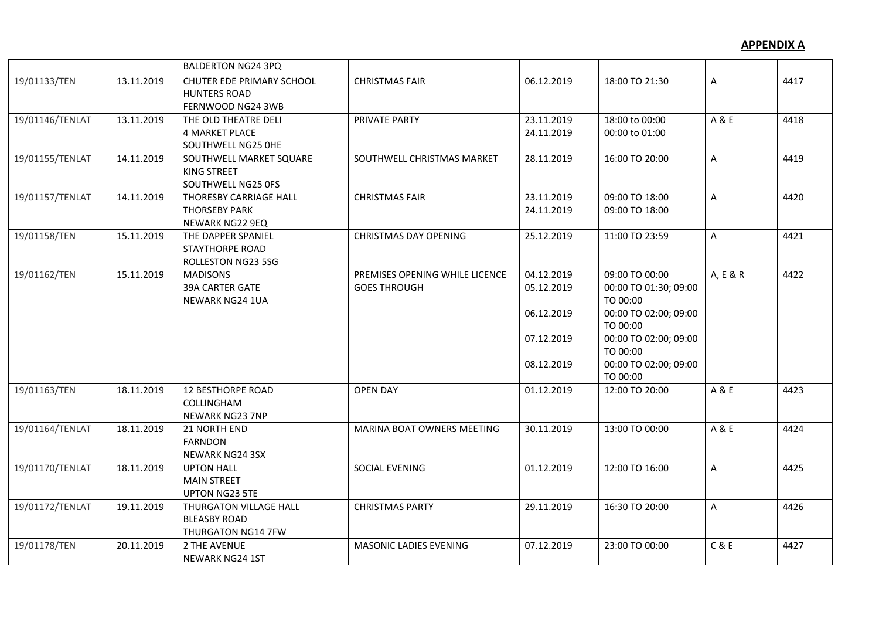**APPENDIX A**

| | | | | | | | |
|---|---|---|---|---|---|---|---|
| | | BALDERTON NG24 3PQ | | | | | |
| 19/01133/TEN | 13.11.2019 | CHUTER EDE PRIMARY SCHOOL<br>HUNTERS ROAD<br>FERNWOOD NG24 3WB | CHRISTMAS FAIR | 06.12.2019 | 18:00 TO 21:30 | A | 4417 |
| 19/01146/TENLAT | 13.11.2019 | THE OLD THEATRE DELI<br>4 MARKET PLACE<br>SOUTHWELL NG25 0HE | PRIVATE PARTY | 23.11.2019<br>24.11.2019 | 18:00 to 00:00<br>00:00 to 01:00 | A & E | 4418 |
| 19/01155/TENLAT | 14.11.2019 | SOUTHWELL MARKET SQUARE<br>KING STREET<br>SOUTHWELL NG25 0FS | SOUTHWELL CHRISTMAS MARKET | 28.11.2019 | 16:00 TO 20:00 | A | 4419 |
| 19/01157/TENLAT | 14.11.2019 | THORESBY CARRIAGE HALL<br>THORSEBY PARK<br>NEWARK NG22 9EQ | CHRISTMAS FAIR | 23.11.2019<br>24.11.2019 | 09:00 TO 18:00<br>09:00 TO 18:00 | A | 4420 |
| 19/01158/TEN | 15.11.2019 | THE DAPPER SPANIEL<br>STAYTHORPE ROAD<br>ROLLESTON NG23 5SG | CHRISTMAS DAY OPENING | 25.12.2019 | 11:00 TO 23:59 | A | 4421 |
| 19/01162/TEN | 15.11.2019 | MADISONS<br>39A CARTER GATE<br>NEWARK NG24 1UA | PREMISES OPENING WHILE LICENCE GOES THROUGH | 04.12.2019<br>05.12.2019<br>06.12.2019<br>07.12.2019<br>08.12.2019 | 09:00 TO 00:00<br>00:00 TO 01:30; 09:00 TO 00:00<br>00:00 TO 02:00; 09:00 TO 00:00<br>00:00 TO 02:00; 09:00 TO 00:00<br>00:00 TO 02:00; 09:00 TO 00:00 | A, E & R | 4422 |
| 19/01163/TEN | 18.11.2019 | 12 BESTHORPE ROAD<br>COLLINGHAM<br>NEWARK NG23 7NP | OPEN DAY | 01.12.2019 | 12:00 TO 20:00 | A & E | 4423 |
| 19/01164/TENLAT | 18.11.2019 | 21 NORTH END<br>FARNDON<br>NEWARK NG24 3SX | MARINA BOAT OWNERS MEETING | 30.11.2019 | 13:00 TO 00:00 | A & E | 4424 |
| 19/01170/TENLAT | 18.11.2019 | UPTON HALL<br>MAIN STREET<br>UPTON NG23 5TE | SOCIAL EVENING | 01.12.2019 | 12:00 TO 16:00 | A | 4425 |
| 19/01172/TENLAT | 19.11.2019 | THURGATON VILLAGE HALL<br>BLEASBY ROAD<br>THURGATON NG14 7FW | CHRISTMAS PARTY | 29.11.2019 | 16:30 TO 20:00 | A | 4426 |
| 19/01178/TEN | 20.11.2019 | 2 THE AVENUE<br>NEWARK NG24 1ST | MASONIC LADIES EVENING | 07.12.2019 | 23:00 TO 00:00 | C & E | 4427 |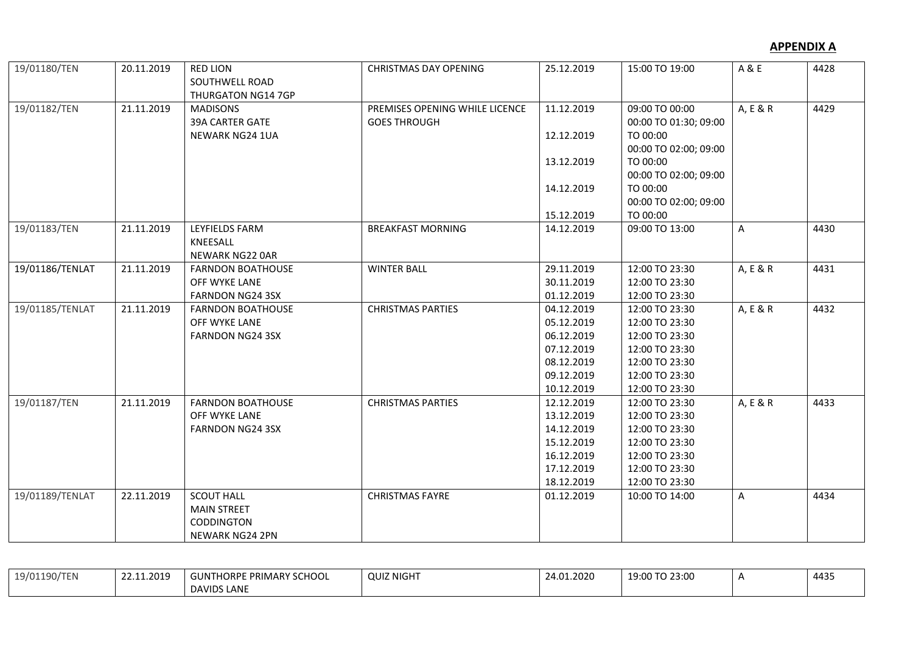**APPENDIX A**

| | | | | | | | |
|---|---|---|---|---|---|---|---|
| 19/01180/TEN | 20.11.2019 | RED LION<br>SOUTHWELL ROAD<br>THURGATON NG14 7GP | CHRISTMAS DAY OPENING | 25.12.2019 | 15:00 TO 19:00 | A & E | 4428 |
| 19/01182/TEN | 21.11.2019 | MADISONS<br>39A CARTER GATE<br>NEWARK NG24 1UA | PREMISES OPENING WHILE LICENCE GOES THROUGH | 11.12.2019<br><br>12.12.2019<br><br>13.12.2019<br><br>14.12.2019<br><br>15.12.2019 | 09:00 TO 00:00<br>00:00 TO 01:30; 09:00 TO 00:00<br>00:00 TO 02:00; 09:00 TO 00:00<br>00:00 TO 02:00; 09:00 TO 00:00<br>00:00 TO 02:00; 09:00 TO 00:00 | A, E & R | 4429 |
| 19/01183/TEN | 21.11.2019 | LEYFIELDS FARM<br>KNEESALL<br>NEWARK NG22 0AR | BREAKFAST MORNING | 14.12.2019 | 09:00 TO 13:00 | A | 4430 |
| 19/01186/TENLAT | 21.11.2019 | FARNDON BOATHOUSE<br>OFF WYKE LANE<br>FARNDON NG24 3SX | WINTER BALL | 29.11.2019<br>30.11.2019<br>01.12.2019 | 12:00 TO 23:30<br>12:00 TO 23:30<br>12:00 TO 23:30 | A, E & R | 4431 |
| 19/01185/TENLAT | 21.11.2019 | FARNDON BOATHOUSE<br>OFF WYKE LANE<br>FARNDON NG24 3SX | CHRISTMAS PARTIES | 04.12.2019<br>05.12.2019<br>06.12.2019<br>07.12.2019<br>08.12.2019<br>09.12.2019<br>10.12.2019 | 12:00 TO 23:30<br>12:00 TO 23:30<br>12:00 TO 23:30<br>12:00 TO 23:30<br>12:00 TO 23:30<br>12:00 TO 23:30<br>12:00 TO 23:30 | A, E & R | 4432 |
| 19/01187/TEN | 21.11.2019 | FARNDON BOATHOUSE<br>OFF WYKE LANE<br>FARNDON NG24 3SX | CHRISTMAS PARTIES | 12.12.2019<br>13.12.2019<br>14.12.2019<br>15.12.2019<br>16.12.2019<br>17.12.2019<br>18.12.2019 | 12:00 TO 23:30<br>12:00 TO 23:30<br>12:00 TO 23:30<br>12:00 TO 23:30<br>12:00 TO 23:30<br>12:00 TO 23:30<br>12:00 TO 23:30 | A, E & R | 4433 |
| 19/01189/TENLAT | 22.11.2019 | SCOUT HALL<br>MAIN STREET<br>CODDINGTON<br>NEWARK NG24 2PN | CHRISTMAS FAYRE | 01.12.2019 | 10:00 TO 14:00 | A | 4434 |
| 19/01190/TEN | 22.11.2019 | GUNTHORPE PRIMARY SCHOOL<br>DAVIDS LANE | QUIZ NIGHT | 24.01.2020 | 19:00 TO 23:00 | A | 4435 |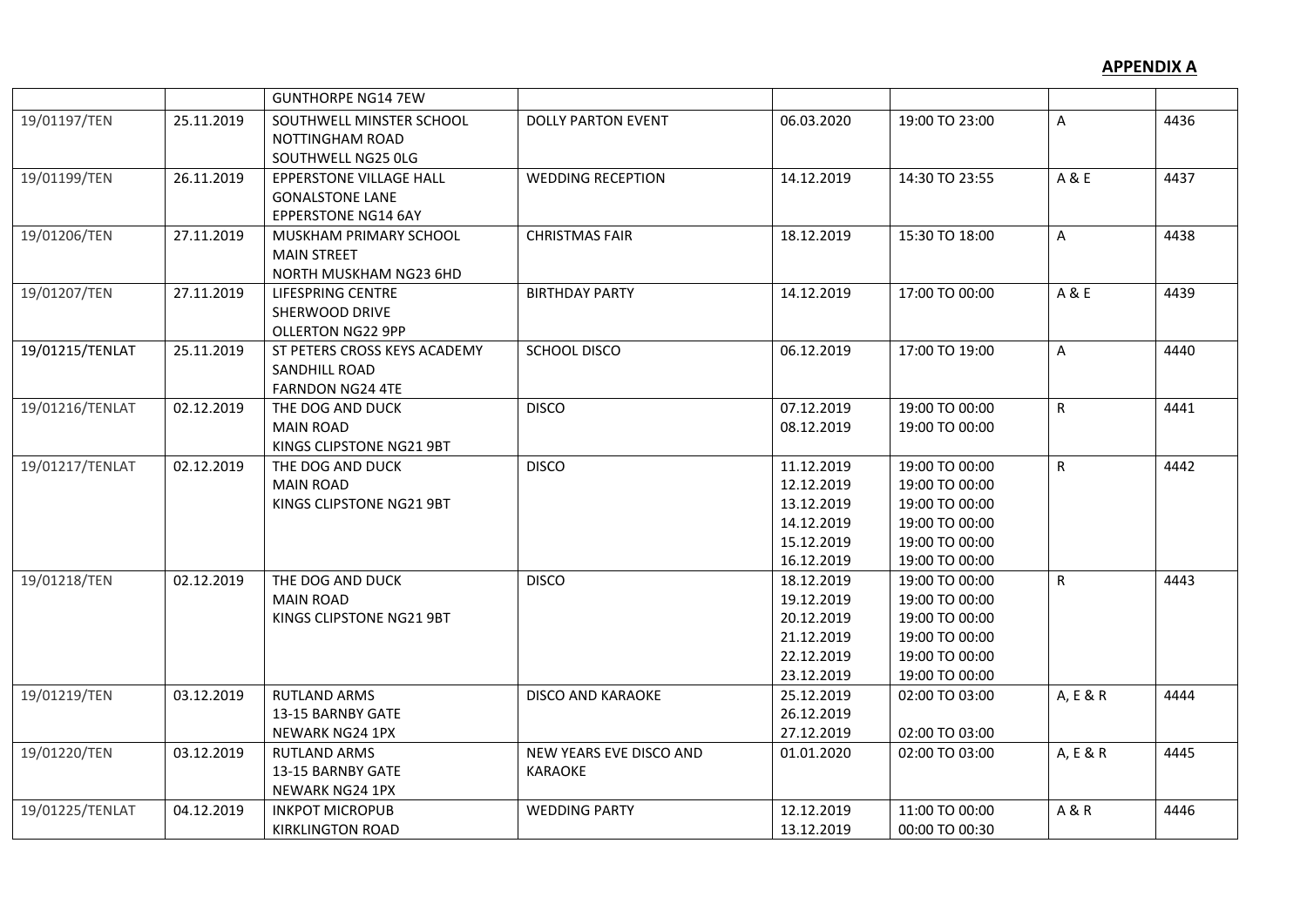**APPENDIX A**

| | | | | | | | |
|---|---|---|---|---|---|---|---|
| | | GUNTHORPE NG14 7EW | | | | | |
| 19/01197/TEN | 25.11.2019 | SOUTHWELL MINSTER SCHOOL<br>NOTTINGHAM ROAD<br>SOUTHWELL NG25 0LG | DOLLY PARTON EVENT | 06.03.2020 | 19:00 TO 23:00 | A | 4436 |
| 19/01199/TEN | 26.11.2019 | EPPERSTONE VILLAGE HALL<br>GONALSTONE LANE<br>EPPERSTONE NG14 6AY | WEDDING RECEPTION | 14.12.2019 | 14:30 TO 23:55 | A & E | 4437 |
| 19/01206/TEN | 27.11.2019 | MUSKHAM PRIMARY SCHOOL<br>MAIN STREET<br>NORTH MUSKHAM NG23 6HD | CHRISTMAS FAIR | 18.12.2019 | 15:30 TO 18:00 | A | 4438 |
| 19/01207/TEN | 27.11.2019 | LIFESPRING CENTRE<br>SHERWOOD DRIVE<br>OLLERTON NG22 9PP | BIRTHDAY PARTY | 14.12.2019 | 17:00 TO 00:00 | A & E | 4439 |
| 19/01215/TENLAT | 25.11.2019 | ST PETERS CROSS KEYS ACADEMY<br>SANDHILL ROAD<br>FARNDON NG24 4TE | SCHOOL DISCO | 06.12.2019 | 17:00 TO 19:00 | A | 4440 |
| 19/01216/TENLAT | 02.12.2019 | THE DOG AND DUCK<br>MAIN ROAD<br>KINGS CLIPSTONE NG21 9BT | DISCO | 07.12.2019<br>08.12.2019 | 19:00 TO 00:00<br>19:00 TO 00:00 | R | 4441 |
| 19/01217/TENLAT | 02.12.2019 | THE DOG AND DUCK<br>MAIN ROAD<br>KINGS CLIPSTONE NG21 9BT | DISCO | 11.12.2019<br>12.12.2019<br>13.12.2019<br>14.12.2019<br>15.12.2019<br>16.12.2019 | 19:00 TO 00:00<br>19:00 TO 00:00<br>19:00 TO 00:00<br>19:00 TO 00:00<br>19:00 TO 00:00<br>19:00 TO 00:00 | R | 4442 |
| 19/01218/TEN | 02.12.2019 | THE DOG AND DUCK<br>MAIN ROAD<br>KINGS CLIPSTONE NG21 9BT | DISCO | 18.12.2019<br>19.12.2019<br>20.12.2019<br>21.12.2019<br>22.12.2019<br>23.12.2019 | 19:00 TO 00:00<br>19:00 TO 00:00<br>19:00 TO 00:00<br>19:00 TO 00:00<br>19:00 TO 00:00<br>19:00 TO 00:00 | R | 4443 |
| 19/01219/TEN | 03.12.2019 | RUTLAND ARMS<br>13-15 BARNBY GATE<br>NEWARK NG24 1PX | DISCO AND KARAOKE | 25.12.2019<br>26.12.2019<br>27.12.2019 | 02:00 TO 03:00<br><br>02:00 TO 03:00 | A, E & R | 4444 |
| 19/01220/TEN | 03.12.2019 | RUTLAND ARMS<br>13-15 BARNBY GATE<br>NEWARK NG24 1PX | NEW YEARS EVE DISCO AND KARAOKE | 01.01.2020 | 02:00 TO 03:00 | A, E & R | 4445 |
| 19/01225/TENLAT | 04.12.2019 | INKPOT MICROPUB<br>KIRKLINGTON ROAD | WEDDING PARTY | 12.12.2019<br>13.12.2019 | 11:00 TO 00:00<br>00:00 TO 00:30 | A & R | 4446 |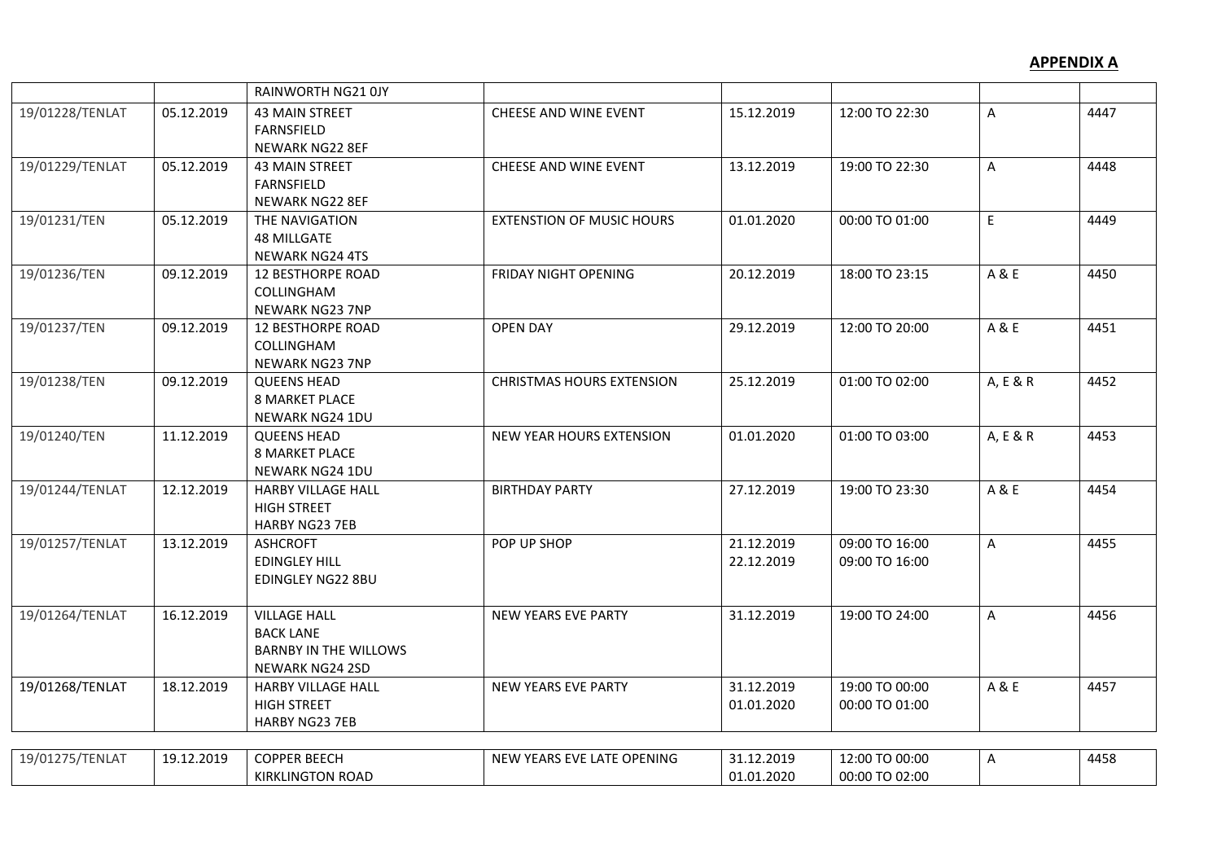**APPENDIX A**

| | | | | | | | |
|---|---|---|---|---|---|---|---|
| | | RAINWORTH NG21 0JY | | | | | |
| 19/01228/TENLAT | 05.12.2019 | 43 MAIN STREET<br>FARNSFIELD<br>NEWARK NG22 8EF | CHEESE AND WINE EVENT | 15.12.2019 | 12:00 TO 22:30 | A | 4447 |
| 19/01229/TENLAT | 05.12.2019 | 43 MAIN STREET<br>FARNSFIELD<br>NEWARK NG22 8EF | CHEESE AND WINE EVENT | 13.12.2019 | 19:00 TO 22:30 | A | 4448 |
| 19/01231/TEN | 05.12.2019 | THE NAVIGATION<br>48 MILLGATE<br>NEWARK NG24 4TS | EXTENSTION OF MUSIC HOURS | 01.01.2020 | 00:00 TO 01:00 | E | 4449 |
| 19/01236/TEN | 09.12.2019 | 12 BESTHORPE ROAD<br>COLLINGHAM<br>NEWARK NG23 7NP | FRIDAY NIGHT OPENING | 20.12.2019 | 18:00 TO 23:15 | A & E | 4450 |
| 19/01237/TEN | 09.12.2019 | 12 BESTHORPE ROAD<br>COLLINGHAM<br>NEWARK NG23 7NP | OPEN DAY | 29.12.2019 | 12:00 TO 20:00 | A & E | 4451 |
| 19/01238/TEN | 09.12.2019 | QUEENS HEAD<br>8 MARKET PLACE<br>NEWARK NG24 1DU | CHRISTMAS HOURS EXTENSION | 25.12.2019 | 01:00 TO 02:00 | A, E & R | 4452 |
| 19/01240/TEN | 11.12.2019 | QUEENS HEAD<br>8 MARKET PLACE<br>NEWARK NG24 1DU | NEW YEAR HOURS EXTENSION | 01.01.2020 | 01:00 TO 03:00 | A, E & R | 4453 |
| 19/01244/TENLAT | 12.12.2019 | HARBY VILLAGE HALL<br>HIGH STREET<br>HARBY NG23 7EB | BIRTHDAY PARTY | 27.12.2019 | 19:00 TO 23:30 | A & E | 4454 |
| 19/01257/TENLAT | 13.12.2019 | ASHCROFT<br>EDINGLEY HILL<br>EDINGLEY NG22 8BU | POP UP SHOP | 21.12.2019<br>22.12.2019 | 09:00 TO 16:00<br>09:00 TO 16:00 | A | 4455 |
| 19/01264/TENLAT | 16.12.2019 | VILLAGE HALL<br>BACK LANE<br>BARNBY IN THE WILLOWS<br>NEWARK NG24 2SD | NEW YEARS EVE PARTY | 31.12.2019 | 19:00 TO 24:00 | A | 4456 |
| 19/01268/TENLAT | 18.12.2019 | HARBY VILLAGE HALL<br>HIGH STREET<br>HARBY NG23 7EB | NEW YEARS EVE PARTY | 31.12.2019<br>01.01.2020 | 19:00 TO 00:00<br>00:00 TO 01:00 | A & E | 4457 |
| 19/01275/TENLAT | 19.12.2019 | COPPER BEECH<br>KIRKLINGTON ROAD | NEW YEARS EVE LATE OPENING | 31.12.2019<br>01.01.2020 | 12:00 TO 00:00<br>00:00 TO 02:00 | A | 4458 |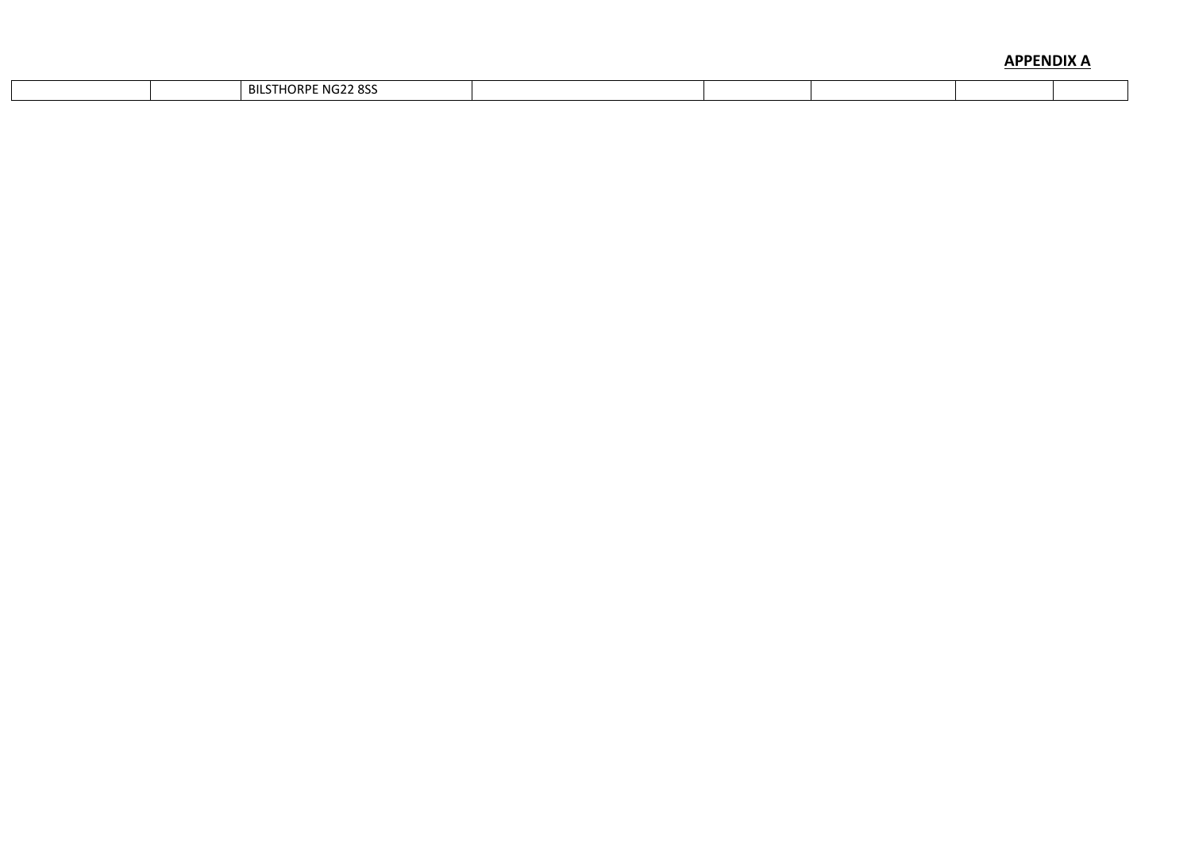**APPENDIX A**

| | | | | | | | |
|---|---|---|---|---|---|---|---|
| | | BILSTHORPE NG22 8SS | | | | | |